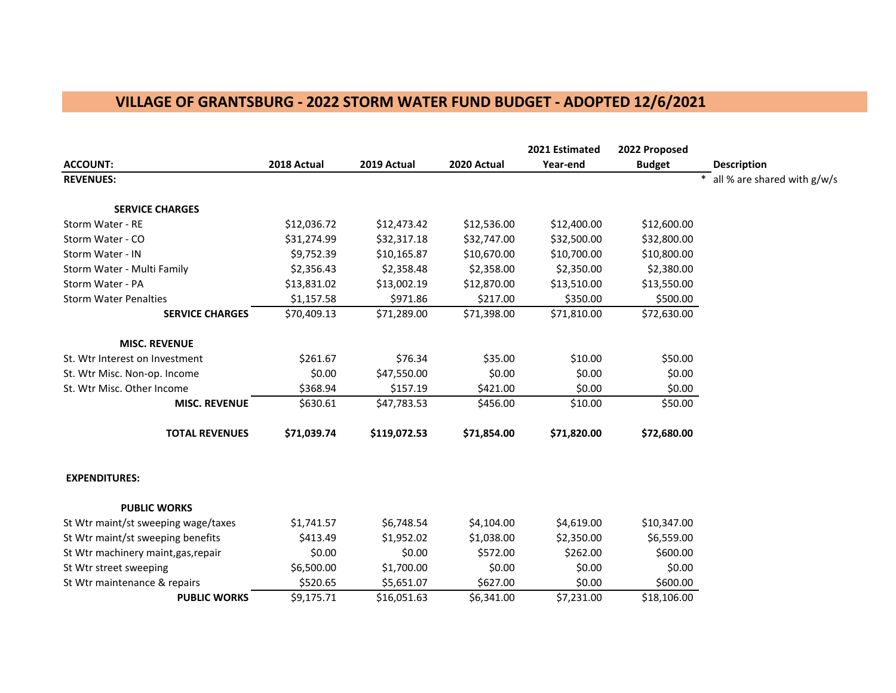# VILLAGE OF GRANTSBURG - 2022 STORM WATER FUND BUDGET - ADOPTED 12/6/2021

| ACCOUNT: | 2018 Actual | 2019 Actual | 2020 Actual | 2021 Estimated Year-end | 2022 Proposed Budget | Description |
|---|---|---|---|---|---|---|
| **REVENUES:** | | | | | | * all % are shared with g/w/s |
| **SERVICE CHARGES** | | | | | | |
| Storm Water - RE | $12,036.72 | $12,473.42 | $12,536.00 | $12,400.00 | $12,600.00 | |
| Storm Water - CO | $31,274.99 | $32,317.18 | $32,747.00 | $32,500.00 | $32,800.00 | |
| Storm Water - IN | $9,752.39 | $10,165.87 | $10,670.00 | $10,700.00 | $10,800.00 | |
| Storm Water - Multi Family | $2,356.43 | $2,358.48 | $2,358.00 | $2,350.00 | $2,380.00 | |
| Storm Water - PA | $13,831.02 | $13,002.19 | $12,870.00 | $13,510.00 | $13,550.00 | |
| Storm Water Penalties | $1,157.58 | $971.86 | $217.00 | $350.00 | $500.00 | |
| **SERVICE CHARGES** | $70,409.13 | $71,289.00 | $71,398.00 | $71,810.00 | $72,630.00 | |
| **MISC. REVENUE** | | | | | | |
| St. Wtr Interest on Investment | $261.67 | $76.34 | $35.00 | $10.00 | $50.00 | |
| St. Wtr Misc. Non-op. Income | $0.00 | $47,550.00 | $0.00 | $0.00 | $0.00 | |
| St. Wtr Misc. Other Income | $368.94 | $157.19 | $421.00 | $0.00 | $0.00 | |
| **MISC. REVENUE** | $630.61 | $47,783.53 | $456.00 | $10.00 | $50.00 | |
| **TOTAL REVENUES** | **$71,039.74** | **$119,072.53** | **$71,854.00** | **$71,820.00** | **$72,680.00** | |
| **EXPENDITURES:** | | | | | | |
| **PUBLIC WORKS** | | | | | | |
| St Wtr maint/st sweeping wage/taxes | $1,741.57 | $6,748.54 | $4,104.00 | $4,619.00 | $10,347.00 | |
| St Wtr maint/st sweeping benefits | $413.49 | $1,952.02 | $1,038.00 | $2,350.00 | $6,559.00 | |
| St Wtr machinery maint,gas,repair | $0.00 | $0.00 | $572.00 | $262.00 | $600.00 | |
| St Wtr street sweeping | $6,500.00 | $1,700.00 | $0.00 | $0.00 | $0.00 | |
| St Wtr maintenance & repairs | $520.65 | $5,651.07 | $627.00 | $0.00 | $600.00 | |
| **PUBLIC WORKS** | $9,175.71 | $16,051.63 | $6,341.00 | $7,231.00 | $18,106.00 | |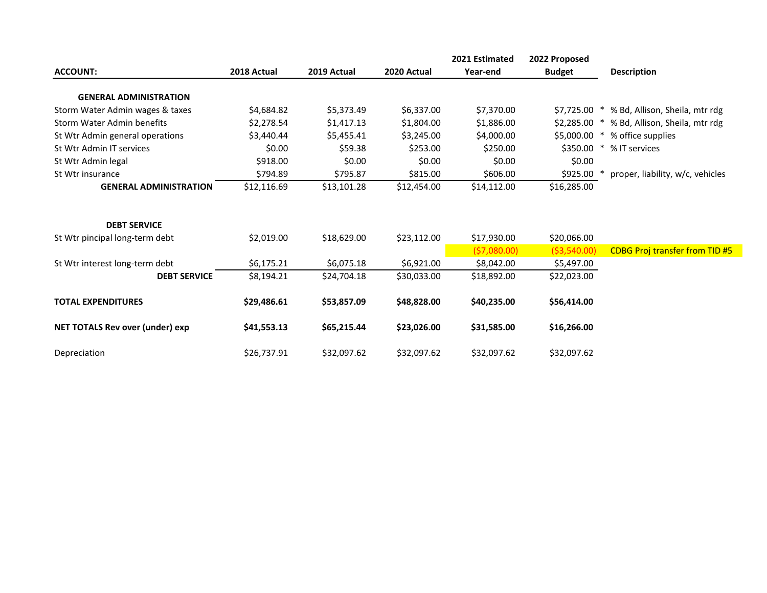| ACCOUNT: | 2018 Actual | 2019 Actual | 2020 Actual | 2021 Estimated Year-end | 2022 Proposed Budget | | Description |
|---|---|---|---|---|---|---|---|
| **GENERAL ADMINISTRATION** | | | | | | | |
| Storm Water Admin wages & taxes | $4,684.82 | $5,373.49 | $6,337.00 | $7,370.00 | $7,725.00 | * | % Bd, Allison, Sheila, mtr rdg |
| Storm Water Admin benefits | $2,278.54 | $1,417.13 | $1,804.00 | $1,886.00 | $2,285.00 | * | % Bd, Allison, Sheila, mtr rdg |
| St Wtr Admin general operations | $3,440.44 | $5,455.41 | $3,245.00 | $4,000.00 | $5,000.00 | * | % office supplies |
| St Wtr Admin IT services | $0.00 | $59.38 | $253.00 | $250.00 | $350.00 | * | % IT services |
| St Wtr Admin legal | $918.00 | $0.00 | $0.00 | $0.00 | $0.00 | | |
| St Wtr insurance | $794.89 | $795.87 | $815.00 | $606.00 | $925.00 | * | proper, liability, w/c, vehicles |
| **GENERAL ADMINISTRATION** | $12,116.69 | $13,101.28 | $12,454.00 | $14,112.00 | $16,285.00 | | |
| | | | | | | | |
| **DEBT SERVICE** | | | | | | | |
| St Wtr pincipal long-term debt | $2,019.00 | $18,629.00 | $23,112.00 | $17,930.00 | $20,066.00 | | |
| | | | | ($7,080.00) | ($3,540.00) | | CDBG Proj transfer from TID #5 |
| St Wtr interest long-term debt | $6,175.21 | $6,075.18 | $6,921.00 | $8,042.00 | $5,497.00 | | |
| **DEBT SERVICE** | $8,194.21 | $24,704.18 | $30,033.00 | $18,892.00 | $22,023.00 | | |
| | | | | | | | |
| **TOTAL EXPENDITURES** | **$29,486.61** | **$53,857.09** | **$48,828.00** | **$40,235.00** | **$56,414.00** | | |
| | | | | | | | |
| **NET TOTALS Rev over (under) exp** | **$41,553.13** | **$65,215.44** | **$23,026.00** | **$31,585.00** | **$16,266.00** | | |
| | | | | | | | |
| Depreciation | $26,737.91 | $32,097.62 | $32,097.62 | $32,097.62 | $32,097.62 | | |